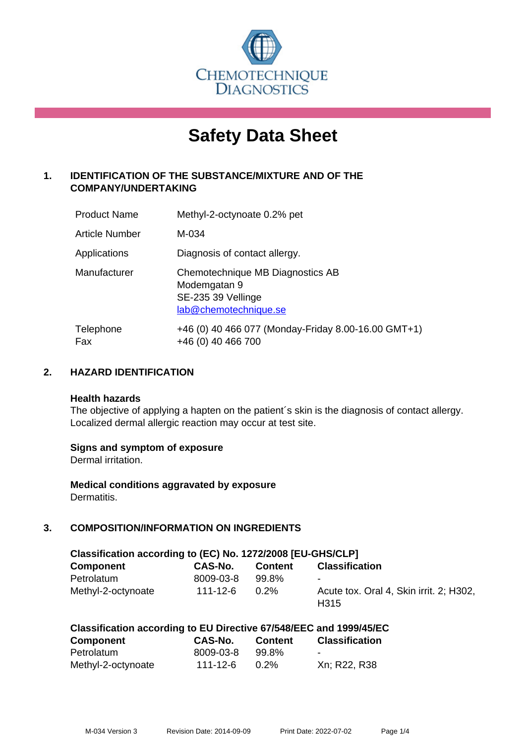CHEMOTECHNIQUE DIAGNOSTICS

# Safety Data Sheet

## 1. IDENTIFICATION OF THE SUBSTANCE/MIXTURE AND OF THE COMPANY/UNDERTAKING

| | |
|---|---|
| Product Name | Methyl-2-octynoate 0.2% pet |
| Article Number | M-034 |
| Applications | Diagnosis of contact allergy. |
| Manufacturer | Chemotechnique MB Diagnostics AB<br>Modemgatan 9<br>SE-235 39 Vellinge<br>lab@chemotechnique.se |
| Telephone<br>Fax | +46 (0) 40 466 077 (Monday-Friday 8.00-16.00 GMT+1)<br>+46 (0) 40 466 700 |

## 2. HAZARD IDENTIFICATION

**Health hazards**
The objective of applying a hapten on the patient´s skin is the diagnosis of contact allergy. Localized dermal allergic reaction may occur at test site.

**Signs and symptom of exposure**
Dermal irritation.

**Medical conditions aggravated by exposure**
Dermatitis.

## 3. COMPOSITION/INFORMATION ON INGREDIENTS

**Classification according to (EC) No. 1272/2008 [EU-GHS/CLP]**

| Component | CAS-No. | Content | Classification |
|---|---|---|---|
| Petrolatum | 8009-03-8 | 99.8% | - |
| Methyl-2-octynoate | 111-12-6 | 0.2% | Acute tox. Oral 4, Skin irrit. 2; H302, H315 |

**Classification according to EU Directive 67/548/EEC and 1999/45/EC**

| Component | CAS-No. | Content | Classification |
|---|---|---|---|
| Petrolatum | 8009-03-8 | 99.8% | - |
| Methyl-2-octynoate | 111-12-6 | 0.2% | Xn; R22, R38 |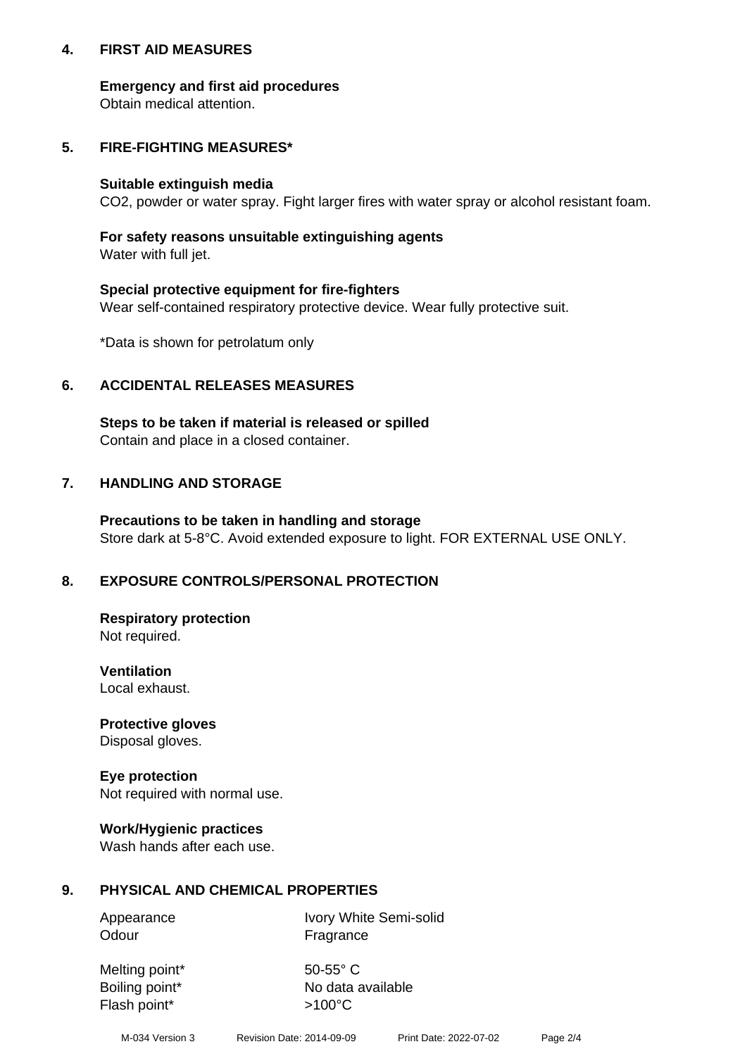## 4. FIRST AID MEASURES

**Emergency and first aid procedures**
Obtain medical attention.

## 5. FIRE-FIGHTING MEASURES*

**Suitable extinguish media**
$CO_2$, powder or water spray. Fight larger fires with water spray or alcohol resistant foam.

**For safety reasons unsuitable extinguishing agents**
Water with full jet.

**Special protective equipment for fire-fighters**
Wear self-contained respiratory protective device. Wear fully protective suit.

*Data is shown for petrolatum only

## 6. ACCIDENTAL RELEASES MEASURES

**Steps to be taken if material is released or spilled**
Contain and place in a closed container.

## 7. HANDLING AND STORAGE

**Precautions to be taken in handling and storage**
Store dark at 5-8°C. Avoid extended exposure to light. FOR EXTERNAL USE ONLY.

## 8. EXPOSURE CONTROLS/PERSONAL PROTECTION

**Respiratory protection**
Not required.

**Ventilation**
Local exhaust.

**Protective gloves**
Disposal gloves.

**Eye protection**
Not required with normal use.

**Work/Hygienic practices**
Wash hands after each use.

## 9. PHYSICAL AND CHEMICAL PROPERTIES

| | |
|---|---|
| Appearance | Ivory White Semi-solid |
| Odour | Fragrance |
| Melting point* | 50-55° C |
| Boiling point* | No data available |
| Flash point* | >100°C |

M-034 Version 3 Revision Date: 2014-09-09 Print Date: 2022-07-02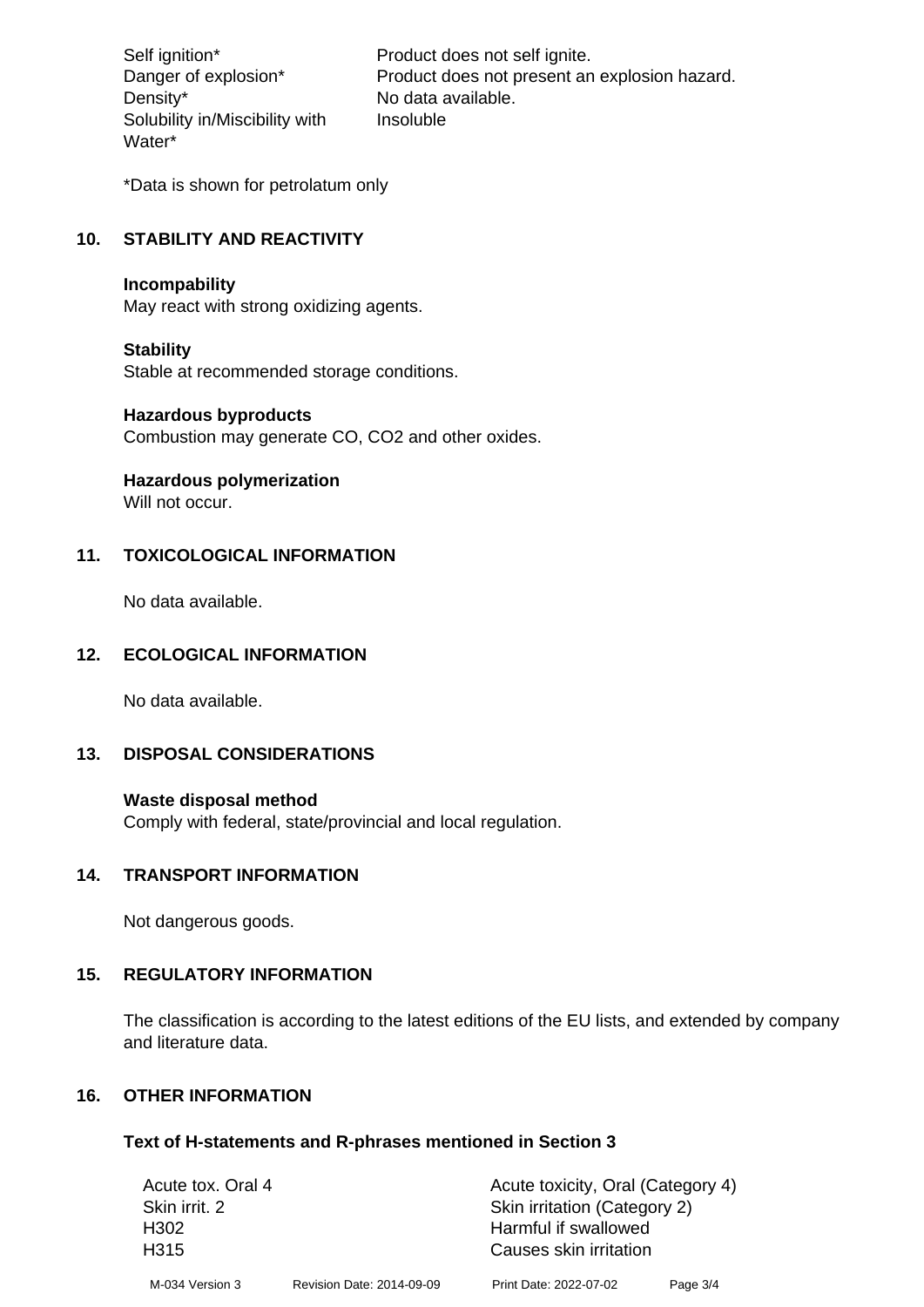| | |
|---|---|
| Self ignition* | Product does not self ignite. |
| Danger of explosion* | Product does not present an explosion hazard. |
| Density* | No data available. |
| Solubility in/Miscibility with Water* | Insoluble |

*Data is shown for petrolatum only

## 10. STABILITY AND REACTIVITY

**Incompability**
May react with strong oxidizing agents.

**Stability**
Stable at recommended storage conditions.

**Hazardous byproducts**
Combustion may generate CO, $CO_2$ and other oxides.

**Hazardous polymerization**
Will not occur.

## 11. TOXICOLOGICAL INFORMATION

No data available.

## 12. ECOLOGICAL INFORMATION

No data available.

## 13. DISPOSAL CONSIDERATIONS

**Waste disposal method**
Comply with federal, state/provincial and local regulation.

## 14. TRANSPORT INFORMATION

Not dangerous goods.

## 15. REGULATORY INFORMATION

The classification is according to the latest editions of the EU lists, and extended by company and literature data.

## 16. OTHER INFORMATION

### Text of H-statements and R-phrases mentioned in Section 3

| | |
|---|---|
| Acute tox. Oral 4 | Acute toxicity, Oral (Category 4) |
| Skin irrit. 2 | Skin irritation (Category 2) |
| H302 | Harmful if swallowed |
| H315 | Causes skin irritation |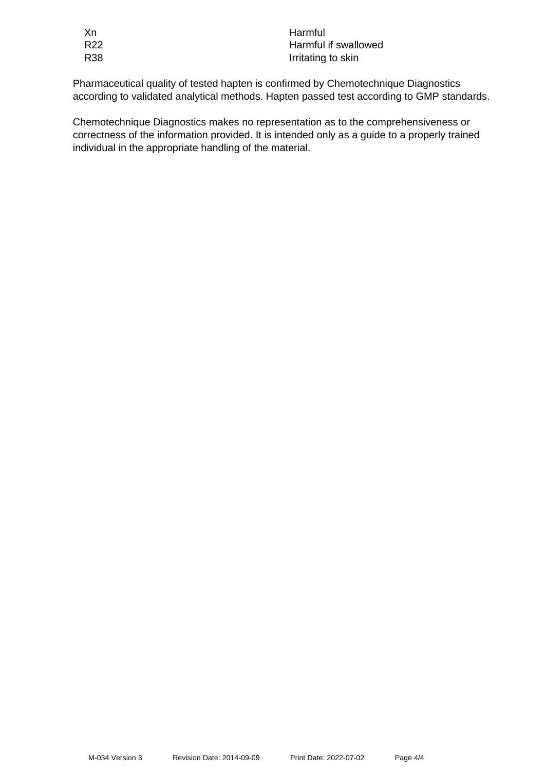| | |
|---|---|
| Xn | Harmful |
| R22 | Harmful if swallowed |
| R38 | Irritating to skin |

Pharmaceutical quality of tested hapten is confirmed by Chemotechnique Diagnostics according to validated analytical methods. Hapten passed test according to GMP standards.

Chemotechnique Diagnostics makes no representation as to the comprehensiveness or correctness of the information provided. It is intended only as a guide to a properly trained individual in the appropriate handling of the material.